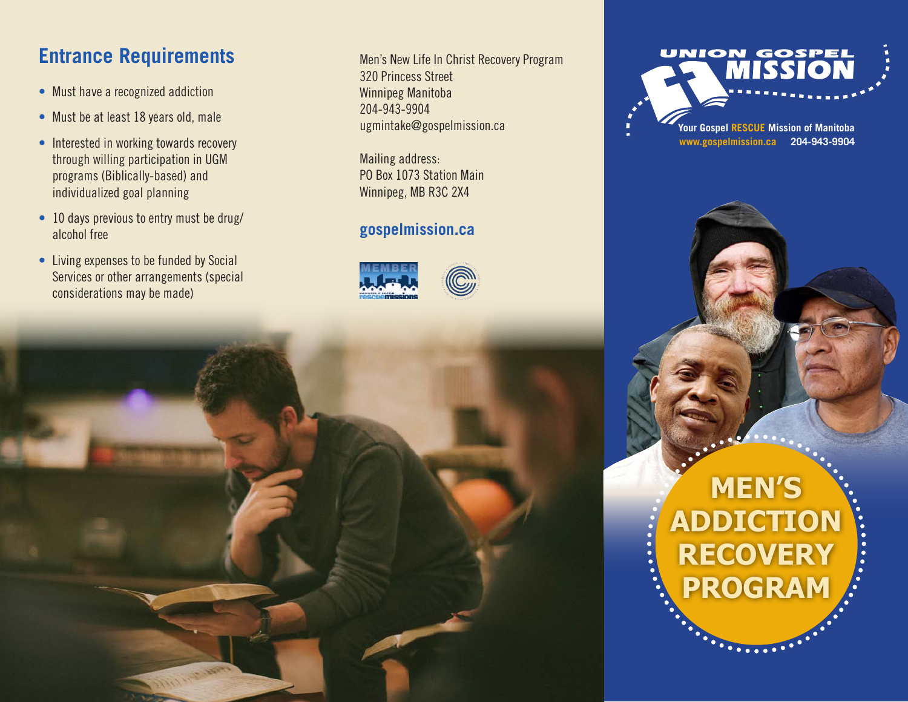## Entrance Requirements

- Must have a recognized addiction
- Must be at least 18 years old, male
- Interested in working towards recovery through willing participation in UGM programs (Biblically-based) and individualized goal planning
- 10 days previous to entry must be drug/alcohol free
- Living expenses to be funded by Social Services or other arrangements (special considerations may be made)

Men's New Life In Christ Recovery Program
320 Princess Street
Winnipeg Manitoba
204-943-9904
ugmintake@gospelmission.ca

Mailing address:
PO Box 1073 Station Main
Winnipeg, MB R3C 2X4

**gospelmission.ca**

# UNION GOSPEL MISSION

Your Gospel **RESCUE** Mission of Manitoba
www.gospelmission.ca 204-943-9904

# MEN'S ADDICTION RECOVERY PROGRAM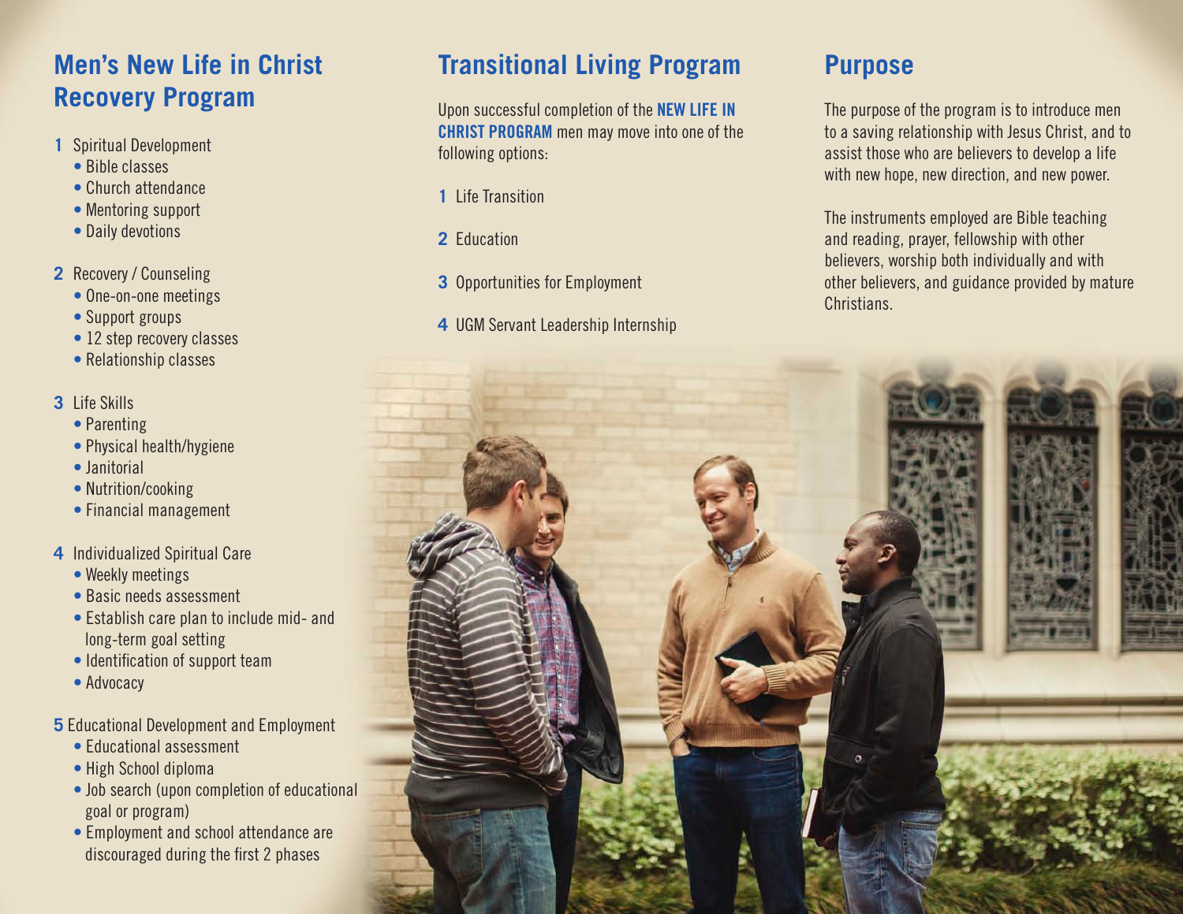## Men's New Life in Christ Recovery Program

1. Spiritual Development
   - Bible classes
   - Church attendance
   - Mentoring support
   - Daily devotions
2. Recovery / Counseling
   - One-on-one meetings
   - Support groups
   - 12 step recovery classes
   - Relationship classes
3. Life Skills
   - Parenting
   - Physical health/hygiene
   - Janitorial
   - Nutrition/cooking
   - Financial management
4. Individualized Spiritual Care
   - Weekly meetings
   - Basic needs assessment
   - Establish care plan to include mid- and long-term goal setting
   - Identification of support team
   - Advocacy
5. Educational Development and Employment
   - Educational assessment
   - High School diploma
   - Job search (upon completion of educational goal or program)
   - Employment and school attendance are discouraged during the first 2 phases

## Transitional Living Program

Upon successful completion of the **NEW LIFE IN CHRIST PROGRAM** men may move into one of the following options:

1. Life Transition
2. Education
3. Opportunities for Employment
4. UGM Servant Leadership Internship

## Purpose

The purpose of the program is to introduce men to a saving relationship with Jesus Christ, and to assist those who are believers to develop a life with new hope, new direction, and new power.

The instruments employed are Bible teaching and reading, prayer, fellowship with other believers, worship both individually and with other believers, and guidance provided by mature Christians.